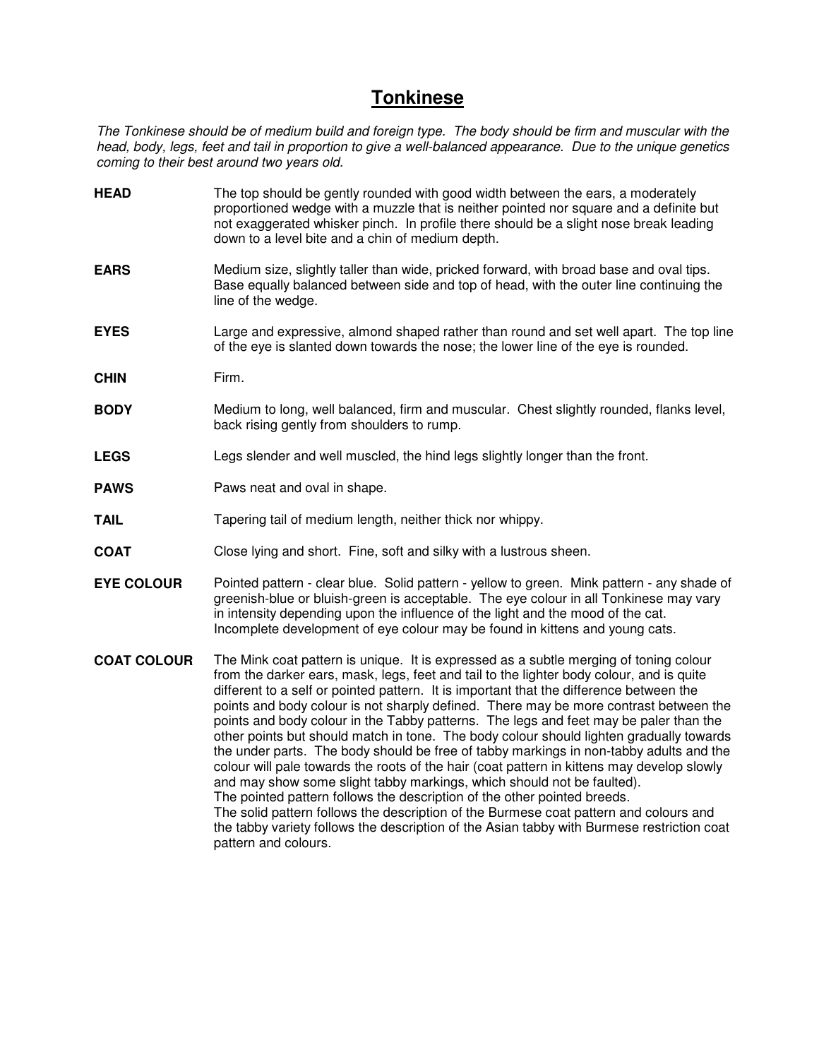# Tonkinese

*The Tonkinese should be of medium build and foreign type. The body should be firm and muscular with the head, body, legs, feet and tail in proportion to give a well-balanced appearance. Due to the unique genetics coming to their best around two years old.*

**HEAD** The top should be gently rounded with good width between the ears, a moderately proportioned wedge with a muzzle that is neither pointed nor square and a definite but not exaggerated whisker pinch. In profile there should be a slight nose break leading down to a level bite and a chin of medium depth.

**EARS** Medium size, slightly taller than wide, pricked forward, with broad base and oval tips. Base equally balanced between side and top of head, with the outer line continuing the line of the wedge.

**EYES** Large and expressive, almond shaped rather than round and set well apart. The top line of the eye is slanted down towards the nose; the lower line of the eye is rounded.

**CHIN** Firm.

**BODY** Medium to long, well balanced, firm and muscular. Chest slightly rounded, flanks level, back rising gently from shoulders to rump.

**LEGS** Legs slender and well muscled, the hind legs slightly longer than the front.

**PAWS** Paws neat and oval in shape.

**TAIL** Tapering tail of medium length, neither thick nor whippy.

**COAT** Close lying and short. Fine, soft and silky with a lustrous sheen.

**EYE COLOUR** Pointed pattern - clear blue. Solid pattern - yellow to green. Mink pattern - any shade of greenish-blue or bluish-green is acceptable. The eye colour in all Tonkinese may vary in intensity depending upon the influence of the light and the mood of the cat. Incomplete development of eye colour may be found in kittens and young cats.

**COAT COLOUR** The Mink coat pattern is unique. It is expressed as a subtle merging of toning colour from the darker ears, mask, legs, feet and tail to the lighter body colour, and is quite different to a self or pointed pattern. It is important that the difference between the points and body colour is not sharply defined. There may be more contrast between the points and body colour in the Tabby patterns. The legs and feet may be paler than the other points but should match in tone. The body colour should lighten gradually towards the under parts. The body should be free of tabby markings in non-tabby adults and the colour will pale towards the roots of the hair (coat pattern in kittens may develop slowly and may show some slight tabby markings, which should not be faulted).
The pointed pattern follows the description of the other pointed breeds.
The solid pattern follows the description of the Burmese coat pattern and colours and the tabby variety follows the description of the Asian tabby with Burmese restriction coat pattern and colours.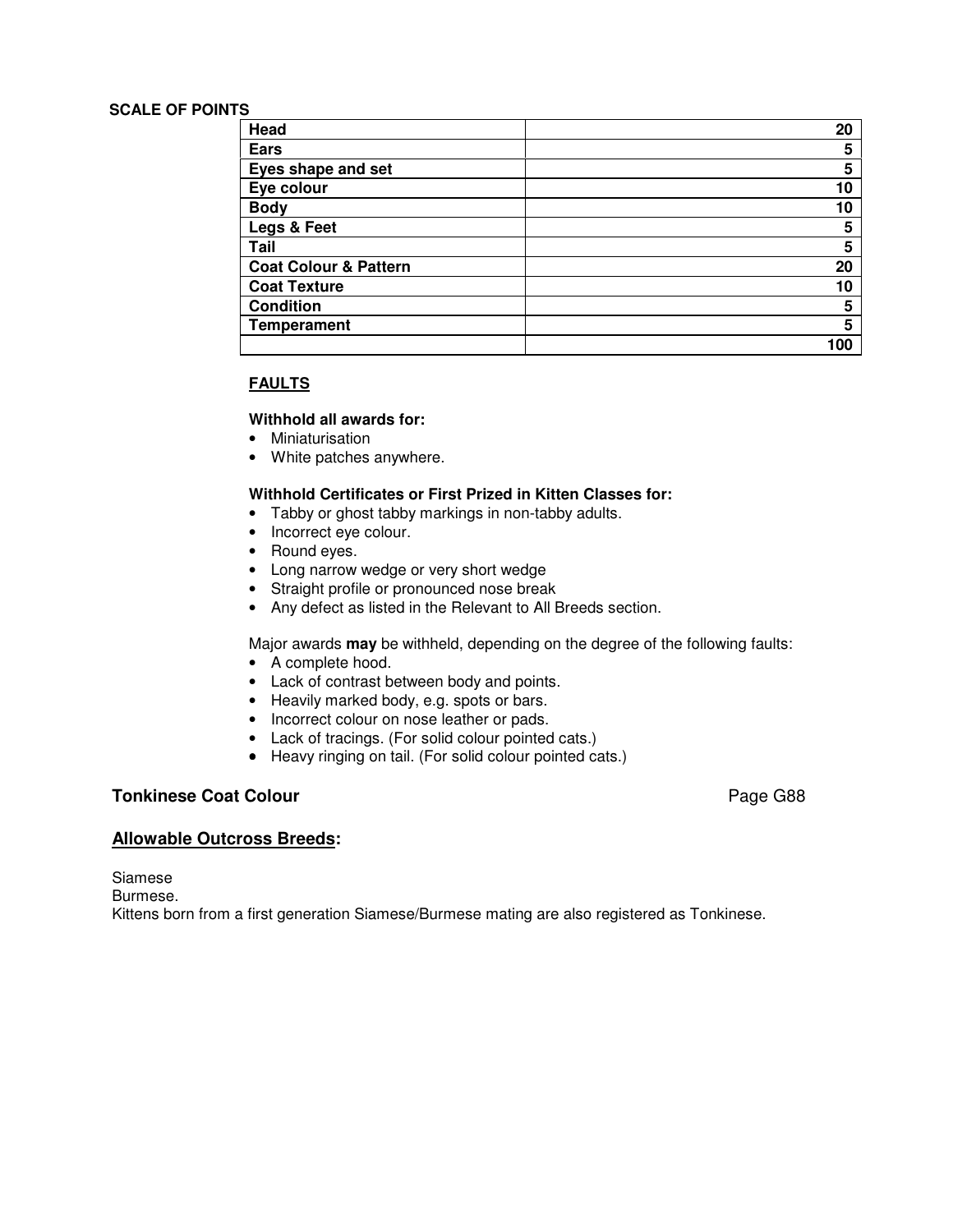**SCALE OF POINTS**

| | |
|---|---|
| **Head** | **20** |
| **Ears** | **5** |
| **Eyes shape and set** | **5** |
| **Eye colour** | **10** |
| **Body** | **10** |
| **Legs & Feet** | **5** |
| **Tail** | **5** |
| **Coat Colour & Pattern** | **20** |
| **Coat Texture** | **10** |
| **Condition** | **5** |
| **Temperament** | **5** |
| | **100** |

**FAULTS**

**Withhold all awards for:**

- Miniaturisation
- White patches anywhere.

**Withhold Certificates or First Prized in Kitten Classes for:**

- Tabby or ghost tabby markings in non-tabby adults.
- Incorrect eye colour.
- Round eyes.
- Long narrow wedge or very short wedge
- Straight profile or pronounced nose break
- Any defect as listed in the Relevant to All Breeds section.

Major awards **may** be withheld, depending on the degree of the following faults:

- A complete hood.
- Lack of contrast between body and points.
- Heavily marked body, e.g. spots or bars.
- Incorrect colour on nose leather or pads.
- Lack of tracings. (For solid colour pointed cats.)
- Heavy ringing on tail. (For solid colour pointed cats.)

**Tonkinese Coat Colour** Page G88

**Allowable Outcross Breeds:**

Siamese
Burmese.
Kittens born from a first generation Siamese/Burmese mating are also registered as Tonkinese.